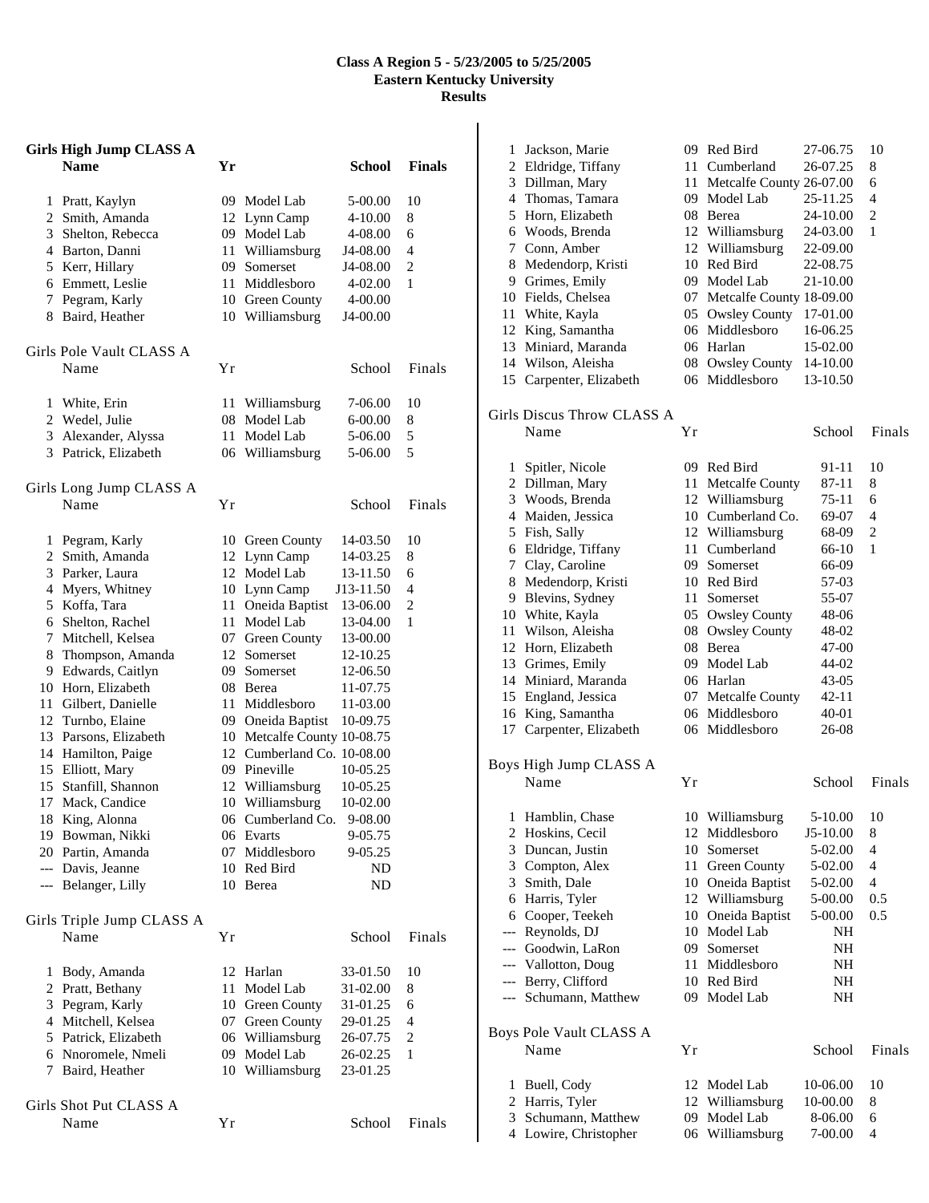**Class A Region 5 - 5/23/2005 to 5/25/2005**
**Eastern Kentucky University**
**Results**

### Girls High Jump CLASS A

| | Name | Yr | School | Finals | Points |
|---|---|---|---|---|---|
| 1 | Pratt, Kaylyn | 09 | Model Lab | 5-00.00 | 10 |
| 2 | Smith, Amanda | 12 | Lynn Camp | 4-10.00 | 8 |
| 3 | Shelton, Rebecca | 09 | Model Lab | 4-08.00 | 6 |
| 4 | Barton, Danni | 11 | Williamsburg | J4-08.00 | 4 |
| 5 | Kerr, Hillary | 09 | Somerset | J4-08.00 | 2 |
| 6 | Emmett, Leslie | 11 | Middlesboro | 4-02.00 | 1 |
| 7 | Pegram, Karly | 10 | Green County | 4-00.00 | |
| 8 | Baird, Heather | 10 | Williamsburg | J4-00.00 | |

### Girls Pole Vault CLASS A

| | Name | Yr | School | Finals | Points |
|---|---|---|---|---|---|
| 1 | White, Erin | 11 | Williamsburg | 7-06.00 | 10 |
| 2 | Wedel, Julie | 08 | Model Lab | 6-00.00 | 8 |
| 3 | Alexander, Alyssa | 11 | Model Lab | 5-06.00 | 5 |
| 3 | Patrick, Elizabeth | 06 | Williamsburg | 5-06.00 | 5 |

### Girls Long Jump CLASS A

| | Name | Yr | School | Finals | Points |
|---|---|---|---|---|---|
| 1 | Pegram, Karly | 10 | Green County | 14-03.50 | 10 |
| 2 | Smith, Amanda | 12 | Lynn Camp | 14-03.25 | 8 |
| 3 | Parker, Laura | 12 | Model Lab | 13-11.50 | 6 |
| 4 | Myers, Whitney | 10 | Lynn Camp | J13-11.50 | 4 |
| 5 | Koffa, Tara | 11 | Oneida Baptist | 13-06.00 | 2 |
| 6 | Shelton, Rachel | 11 | Model Lab | 13-04.00 | 1 |
| 7 | Mitchell, Kelsea | 07 | Green County | 13-00.00 | |
| 8 | Thompson, Amanda | 12 | Somerset | 12-10.25 | |
| 9 | Edwards, Caitlyn | 09 | Somerset | 12-06.50 | |
| 10 | Horn, Elizabeth | 08 | Berea | 11-07.75 | |
| 11 | Gilbert, Danielle | 11 | Middlesboro | 11-03.00 | |
| 12 | Turnbo, Elaine | 09 | Oneida Baptist | 10-09.75 | |
| 13 | Parsons, Elizabeth | 10 | Metcalfe County | 10-08.75 | |
| 14 | Hamilton, Paige | 12 | Cumberland Co. | 10-08.00 | |
| 15 | Elliott, Mary | 09 | Pineville | 10-05.25 | |
| 15 | Stanfill, Shannon | 12 | Williamsburg | 10-05.25 | |
| 17 | Mack, Candice | 10 | Williamsburg | 10-02.00 | |
| 18 | King, Alonna | 06 | Cumberland Co. | 9-08.00 | |
| 19 | Bowman, Nikki | 06 | Evarts | 9-05.75 | |
| 20 | Partin, Amanda | 07 | Middlesboro | 9-05.25 | |
| --- | Davis, Jeanne | 10 | Red Bird | ND | |
| --- | Belanger, Lilly | 10 | Berea | ND | |

### Girls Triple Jump CLASS A

| | Name | Yr | School | Finals | Points |
|---|---|---|---|---|---|
| 1 | Body, Amanda | 12 | Harlan | 33-01.50 | 10 |
| 2 | Pratt, Bethany | 11 | Model Lab | 31-02.00 | 8 |
| 3 | Pegram, Karly | 10 | Green County | 31-01.25 | 6 |
| 4 | Mitchell, Kelsea | 07 | Green County | 29-01.25 | 4 |
| 5 | Patrick, Elizabeth | 06 | Williamsburg | 26-07.75 | 2 |
| 6 | Nnoromele, Nmeli | 09 | Model Lab | 26-02.25 | 1 |
| 7 | Baird, Heather | 10 | Williamsburg | 23-01.25 | |

### Girls Shot Put CLASS A

| | Name | Yr | School | Finals | Points |
|---|---|---|---|---|---|
| 1 | Jackson, Marie | 09 | Red Bird | 27-06.75 | 10 |
| 2 | Eldridge, Tiffany | 11 | Cumberland | 26-07.25 | 8 |
| 3 | Dillman, Mary | 11 | Metcalfe County | 26-07.00 | 6 |
| 4 | Thomas, Tamara | 09 | Model Lab | 25-11.25 | 4 |
| 5 | Horn, Elizabeth | 08 | Berea | 24-10.00 | 2 |
| 6 | Woods, Brenda | 12 | Williamsburg | 24-03.00 | 1 |
| 7 | Conn, Amber | 12 | Williamsburg | 22-09.00 | |
| 8 | Medendorp, Kristi | 10 | Red Bird | 22-08.75 | |
| 9 | Grimes, Emily | 09 | Model Lab | 21-10.00 | |
| 10 | Fields, Chelsea | 07 | Metcalfe County | 18-09.00 | |
| 11 | White, Kayla | 05 | Owsley County | 17-01.00 | |
| 12 | King, Samantha | 06 | Middlesboro | 16-06.25 | |
| 13 | Miniard, Maranda | 06 | Harlan | 15-02.00 | |
| 14 | Wilson, Aleisha | 08 | Owsley County | 14-10.00 | |
| 15 | Carpenter, Elizabeth | 06 | Middlesboro | 13-10.50 | |

### Girls Discus Throw CLASS A

| | Name | Yr | School | Finals | Points |
|---|---|---|---|---|---|
| 1 | Spitler, Nicole | 09 | Red Bird | 91-11 | 10 |
| 2 | Dillman, Mary | 11 | Metcalfe County | 87-11 | 8 |
| 3 | Woods, Brenda | 12 | Williamsburg | 75-11 | 6 |
| 4 | Maiden, Jessica | 10 | Cumberland Co. | 69-07 | 4 |
| 5 | Fish, Sally | 12 | Williamsburg | 68-09 | 2 |
| 6 | Eldridge, Tiffany | 11 | Cumberland | 66-10 | 1 |
| 7 | Clay, Caroline | 09 | Somerset | 66-09 | |
| 8 | Medendorp, Kristi | 10 | Red Bird | 57-03 | |
| 9 | Blevins, Sydney | 11 | Somerset | 55-07 | |
| 10 | White, Kayla | 05 | Owsley County | 48-06 | |
| 11 | Wilson, Aleisha | 08 | Owsley County | 48-02 | |
| 12 | Horn, Elizabeth | 08 | Berea | 47-00 | |
| 13 | Grimes, Emily | 09 | Model Lab | 44-02 | |
| 14 | Miniard, Maranda | 06 | Harlan | 43-05 | |
| 15 | England, Jessica | 07 | Metcalfe County | 42-11 | |
| 16 | King, Samantha | 06 | Middlesboro | 40-01 | |
| 17 | Carpenter, Elizabeth | 06 | Middlesboro | 26-08 | |

### Boys High Jump CLASS A

| | Name | Yr | School | Finals | Points |
|---|---|---|---|---|---|
| 1 | Hamblin, Chase | 10 | Williamsburg | 5-10.00 | 10 |
| 2 | Hoskins, Cecil | 12 | Middlesboro | J5-10.00 | 8 |
| 3 | Duncan, Justin | 10 | Somerset | 5-02.00 | 4 |
| 3 | Compton, Alex | 11 | Green County | 5-02.00 | 4 |
| 3 | Smith, Dale | 10 | Oneida Baptist | 5-02.00 | 4 |
| 6 | Harris, Tyler | 12 | Williamsburg | 5-00.00 | 0.5 |
| 6 | Cooper, Teekeh | 10 | Oneida Baptist | 5-00.00 | 0.5 |
| --- | Reynolds, DJ | 10 | Model Lab | NH | |
| --- | Goodwin, LaRon | 09 | Somerset | NH | |
| --- | Vallotton, Doug | 11 | Middlesboro | NH | |
| --- | Berry, Clifford | 10 | Red Bird | NH | |
| --- | Schumann, Matthew | 09 | Model Lab | NH | |

### Boys Pole Vault CLASS A

| | Name | Yr | School | Finals | Points |
|---|---|---|---|---|---|
| 1 | Buell, Cody | 12 | Model Lab | 10-06.00 | 10 |
| 2 | Harris, Tyler | 12 | Williamsburg | 10-00.00 | 8 |
| 3 | Schumann, Matthew | 09 | Model Lab | 8-06.00 | 6 |
| 4 | Lowire, Christopher | 06 | Williamsburg | 7-00.00 | 4 |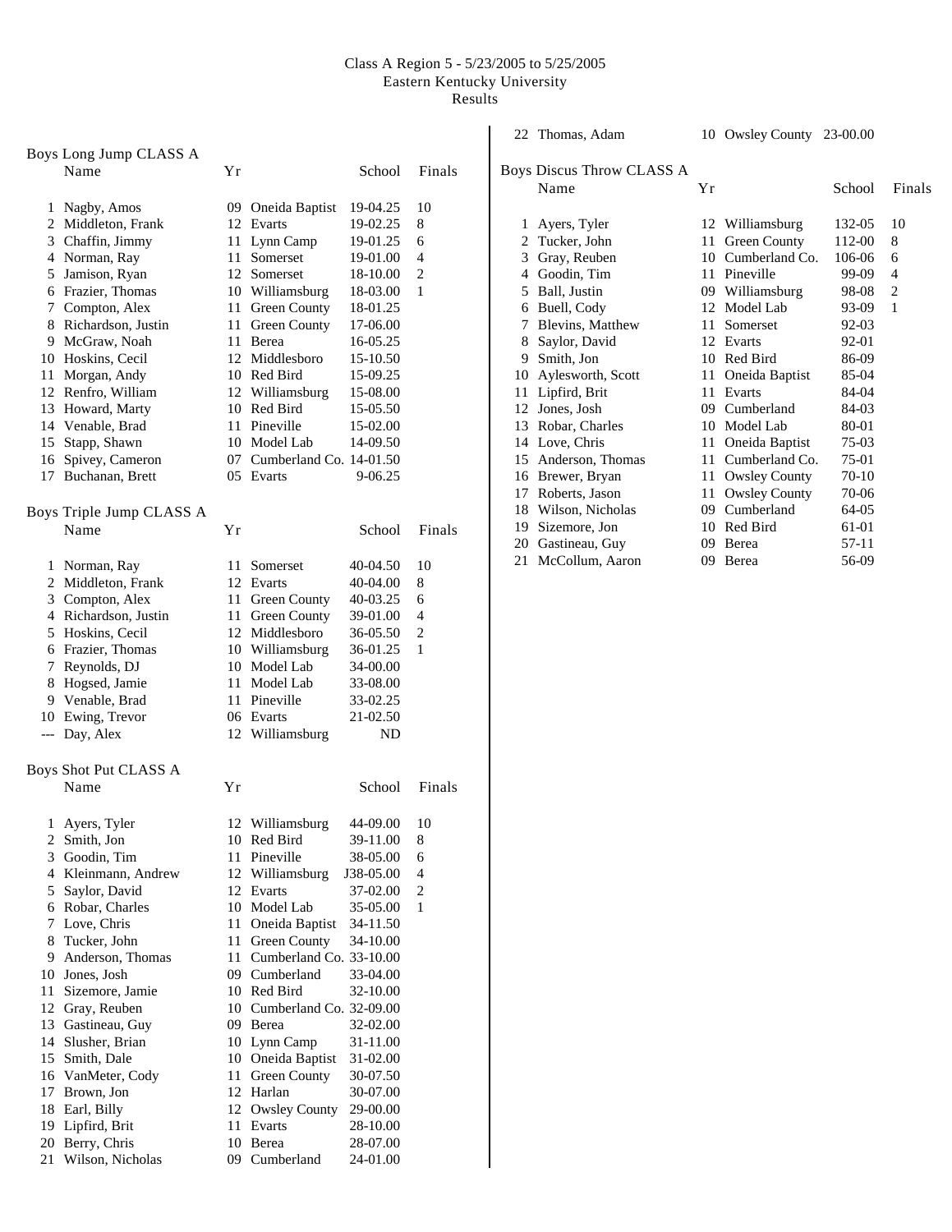Class A Region 5 - 5/23/2005 to 5/25/2005
Eastern Kentucky University
Results

## Boys Long Jump CLASS A

| | Name | Yr | School | Finals | |
|---|---|---|---|---|---|
| 1 | Nagby, Amos | 09 | Oneida Baptist | 19-04.25 | 10 |
| 2 | Middleton, Frank | 12 | Evarts | 19-02.25 | 8 |
| 3 | Chaffin, Jimmy | 11 | Lynn Camp | 19-01.25 | 6 |
| 4 | Norman, Ray | 11 | Somerset | 19-01.00 | 4 |
| 5 | Jamison, Ryan | 12 | Somerset | 18-10.00 | 2 |
| 6 | Frazier, Thomas | 10 | Williamsburg | 18-03.00 | 1 |
| 7 | Compton, Alex | 11 | Green County | 18-01.25 | |
| 8 | Richardson, Justin | 11 | Green County | 17-06.00 | |
| 9 | McGraw, Noah | 11 | Berea | 16-05.25 | |
| 10 | Hoskins, Cecil | 12 | Middlesboro | 15-10.50 | |
| 11 | Morgan, Andy | 10 | Red Bird | 15-09.25 | |
| 12 | Renfro, William | 12 | Williamsburg | 15-08.00 | |
| 13 | Howard, Marty | 10 | Red Bird | 15-05.50 | |
| 14 | Venable, Brad | 11 | Pineville | 15-02.00 | |
| 15 | Stapp, Shawn | 10 | Model Lab | 14-09.50 | |
| 16 | Spivey, Cameron | 07 | Cumberland Co. | 14-01.50 | |
| 17 | Buchanan, Brett | 05 | Evarts | 9-06.25 | |

## Boys Triple Jump CLASS A

| | Name | Yr | School | Finals | |
|---|---|---|---|---|---|
| 1 | Norman, Ray | 11 | Somerset | 40-04.50 | 10 |
| 2 | Middleton, Frank | 12 | Evarts | 40-04.00 | 8 |
| 3 | Compton, Alex | 11 | Green County | 40-03.25 | 6 |
| 4 | Richardson, Justin | 11 | Green County | 39-01.00 | 4 |
| 5 | Hoskins, Cecil | 12 | Middlesboro | 36-05.50 | 2 |
| 6 | Frazier, Thomas | 10 | Williamsburg | 36-01.25 | 1 |
| 7 | Reynolds, DJ | 10 | Model Lab | 34-00.00 | |
| 8 | Hogsed, Jamie | 11 | Model Lab | 33-08.00 | |
| 9 | Venable, Brad | 11 | Pineville | 33-02.25 | |
| 10 | Ewing, Trevor | 06 | Evarts | 21-02.50 | |
| --- | Day, Alex | 12 | Williamsburg | ND | |

## Boys Shot Put CLASS A

| | Name | Yr | School | Finals | |
|---|---|---|---|---|---|
| 1 | Ayers, Tyler | 12 | Williamsburg | 44-09.00 | 10 |
| 2 | Smith, Jon | 10 | Red Bird | 39-11.00 | 8 |
| 3 | Goodin, Tim | 11 | Pineville | 38-05.00 | 6 |
| 4 | Kleinmann, Andrew | 12 | Williamsburg | J38-05.00 | 4 |
| 5 | Saylor, David | 12 | Evarts | 37-02.00 | 2 |
| 6 | Robar, Charles | 10 | Model Lab | 35-05.00 | 1 |
| 7 | Love, Chris | 11 | Oneida Baptist | 34-11.50 | |
| 8 | Tucker, John | 11 | Green County | 34-10.00 | |
| 9 | Anderson, Thomas | 11 | Cumberland Co. | 33-10.00 | |
| 10 | Jones, Josh | 09 | Cumberland | 33-04.00 | |
| 11 | Sizemore, Jamie | 10 | Red Bird | 32-10.00 | |
| 12 | Gray, Reuben | 10 | Cumberland Co. | 32-09.00 | |
| 13 | Gastineau, Guy | 09 | Berea | 32-02.00 | |
| 14 | Slusher, Brian | 10 | Lynn Camp | 31-11.00 | |
| 15 | Smith, Dale | 10 | Oneida Baptist | 31-02.00 | |
| 16 | VanMeter, Cody | 11 | Green County | 30-07.50 | |
| 17 | Brown, Jon | 12 | Harlan | 30-07.00 | |
| 18 | Earl, Billy | 12 | Owsley County | 29-00.00 | |
| 19 | Lipfird, Brit | 11 | Evarts | 28-10.00 | |
| 20 | Berry, Chris | 10 | Berea | 28-07.00 | |
| 21 | Wilson, Nicholas | 09 | Cumberland | 24-01.00 | |
| 22 | Thomas, Adam | 10 | Owsley County | 23-00.00 | |

## Boys Discus Throw CLASS A

| | Name | Yr | School | Finals | |
|---|---|---|---|---|---|
| 1 | Ayers, Tyler | 12 | Williamsburg | 132-05 | 10 |
| 2 | Tucker, John | 11 | Green County | 112-00 | 8 |
| 3 | Gray, Reuben | 10 | Cumberland Co. | 106-06 | 6 |
| 4 | Goodin, Tim | 11 | Pineville | 99-09 | 4 |
| 5 | Ball, Justin | 09 | Williamsburg | 98-08 | 2 |
| 6 | Buell, Cody | 12 | Model Lab | 93-09 | 1 |
| 7 | Blevins, Matthew | 11 | Somerset | 92-03 | |
| 8 | Saylor, David | 12 | Evarts | 92-01 | |
| 9 | Smith, Jon | 10 | Red Bird | 86-09 | |
| 10 | Aylesworth, Scott | 11 | Oneida Baptist | 85-04 | |
| 11 | Lipfird, Brit | 11 | Evarts | 84-04 | |
| 12 | Jones, Josh | 09 | Cumberland | 84-03 | |
| 13 | Robar, Charles | 10 | Model Lab | 80-01 | |
| 14 | Love, Chris | 11 | Oneida Baptist | 75-03 | |
| 15 | Anderson, Thomas | 11 | Cumberland Co. | 75-01 | |
| 16 | Brewer, Bryan | 11 | Owsley County | 70-10 | |
| 17 | Roberts, Jason | 11 | Owsley County | 70-06 | |
| 18 | Wilson, Nicholas | 09 | Cumberland | 64-05 | |
| 19 | Sizemore, Jon | 10 | Red Bird | 61-01 | |
| 20 | Gastineau, Guy | 09 | Berea | 57-11 | |
| 21 | McCollum, Aaron | 09 | Berea | 56-09 | |